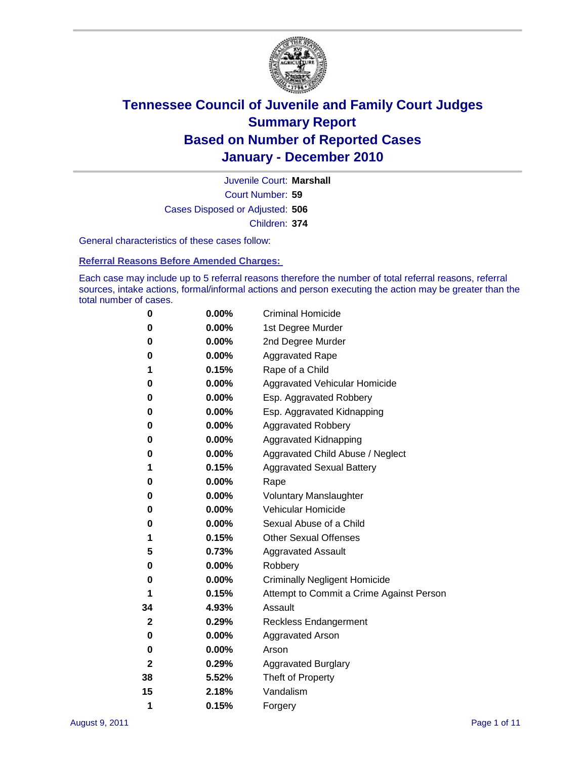# Tennessee Council of Juvenile and Family Court Judges
# Summary Report
# Based on Number of Reported Cases
# January - December 2010

Juvenile Court: **Marshall**

Court Number: **59**

Cases Disposed or Adjusted: **506**

Children: **374**

General characteristics of these cases follow:

## Referral Reasons Before Amended Charges:

Each case may include up to 5 referral reasons therefore the number of total referral reasons, referral sources, intake actions, formal/informal actions and person executing the action may be greater than the total number of cases.

| | | |
|---|---|---|
| 0 | 0.00% | Criminal Homicide |
| 0 | 0.00% | 1st Degree Murder |
| 0 | 0.00% | 2nd Degree Murder |
| 0 | 0.00% | Aggravated Rape |
| 1 | 0.15% | Rape of a Child |
| 0 | 0.00% | Aggravated Vehicular Homicide |
| 0 | 0.00% | Esp. Aggravated Robbery |
| 0 | 0.00% | Esp. Aggravated Kidnapping |
| 0 | 0.00% | Aggravated Robbery |
| 0 | 0.00% | Aggravated Kidnapping |
| 0 | 0.00% | Aggravated Child Abuse / Neglect |
| 1 | 0.15% | Aggravated Sexual Battery |
| 0 | 0.00% | Rape |
| 0 | 0.00% | Voluntary Manslaughter |
| 0 | 0.00% | Vehicular Homicide |
| 0 | 0.00% | Sexual Abuse of a Child |
| 1 | 0.15% | Other Sexual Offenses |
| 5 | 0.73% | Aggravated Assault |
| 0 | 0.00% | Robbery |
| 0 | 0.00% | Criminally Negligent Homicide |
| 1 | 0.15% | Attempt to Commit a Crime Against Person |
| 34 | 4.93% | Assault |
| 2 | 0.29% | Reckless Endangerment |
| 0 | 0.00% | Aggravated Arson |
| 0 | 0.00% | Arson |
| 2 | 0.29% | Aggravated Burglary |
| 38 | 5.52% | Theft of Property |
| 15 | 2.18% | Vandalism |
| 1 | 0.15% | Forgery |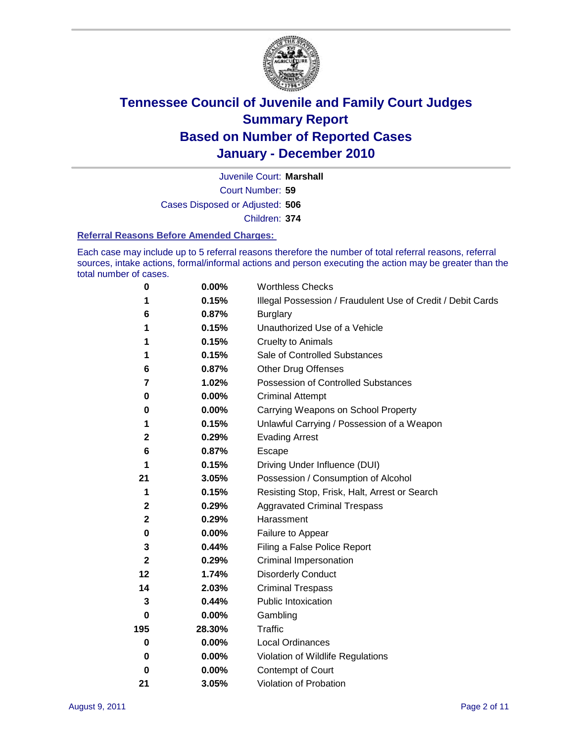# Tennessee Council of Juvenile and Family Court Judges
# Summary Report
# Based on Number of Reported Cases
# January - December 2010

Juvenile Court: **Marshall**

Court Number: **59**

Cases Disposed or Adjusted: **506**

Children: **374**

### Referral Reasons Before Amended Charges:

Each case may include up to 5 referral reasons therefore the number of total referral reasons, referral sources, intake actions, formal/informal actions and person executing the action may be greater than the total number of cases.

| Count | Percent | Referral Reason |
|---|---|---|
| 0 | 0.00% | Worthless Checks |
| 1 | 0.15% | Illegal Possession / Fraudulent Use of Credit / Debit Cards |
| 6 | 0.87% | Burglary |
| 1 | 0.15% | Unauthorized Use of a Vehicle |
| 1 | 0.15% | Cruelty to Animals |
| 1 | 0.15% | Sale of Controlled Substances |
| 6 | 0.87% | Other Drug Offenses |
| 7 | 1.02% | Possession of Controlled Substances |
| 0 | 0.00% | Criminal Attempt |
| 0 | 0.00% | Carrying Weapons on School Property |
| 1 | 0.15% | Unlawful Carrying / Possession of a Weapon |
| 2 | 0.29% | Evading Arrest |
| 6 | 0.87% | Escape |
| 1 | 0.15% | Driving Under Influence (DUI) |
| 21 | 3.05% | Possession / Consumption of Alcohol |
| 1 | 0.15% | Resisting Stop, Frisk, Halt, Arrest or Search |
| 2 | 0.29% | Aggravated Criminal Trespass |
| 2 | 0.29% | Harassment |
| 0 | 0.00% | Failure to Appear |
| 3 | 0.44% | Filing a False Police Report |
| 2 | 0.29% | Criminal Impersonation |
| 12 | 1.74% | Disorderly Conduct |
| 14 | 2.03% | Criminal Trespass |
| 3 | 0.44% | Public Intoxication |
| 0 | 0.00% | Gambling |
| 195 | 28.30% | Traffic |
| 0 | 0.00% | Local Ordinances |
| 0 | 0.00% | Violation of Wildlife Regulations |
| 0 | 0.00% | Contempt of Court |
| 21 | 3.05% | Violation of Probation |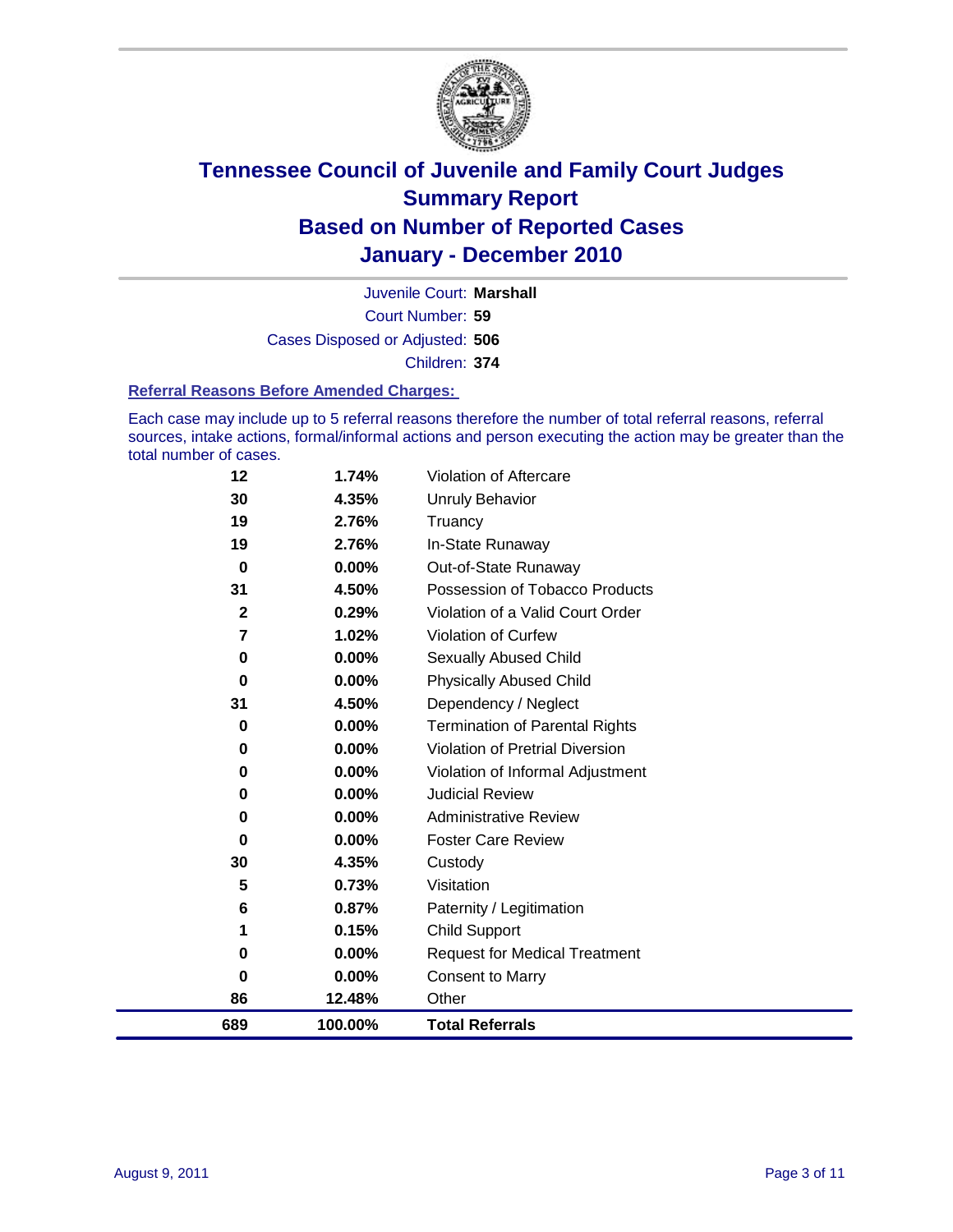# Tennessee Council of Juvenile and Family Court Judges
## Summary Report
## Based on Number of Reported Cases
## January - December 2010

Juvenile Court: **Marshall**

Court Number: **59**

Cases Disposed or Adjusted: **506**

Children: **374**

### Referral Reasons Before Amended Charges:

Each case may include up to 5 referral reasons therefore the number of total referral reasons, referral sources, intake actions, formal/informal actions and person executing the action may be greater than the total number of cases.

| Count | Percent | Referral Reason |
|---|---|---|
| 12 | 1.74% | Violation of Aftercare |
| 30 | 4.35% | Unruly Behavior |
| 19 | 2.76% | Truancy |
| 19 | 2.76% | In-State Runaway |
| 0 | 0.00% | Out-of-State Runaway |
| 31 | 4.50% | Possession of Tobacco Products |
| 2 | 0.29% | Violation of a Valid Court Order |
| 7 | 1.02% | Violation of Curfew |
| 0 | 0.00% | Sexually Abused Child |
| 0 | 0.00% | Physically Abused Child |
| 31 | 4.50% | Dependency / Neglect |
| 0 | 0.00% | Termination of Parental Rights |
| 0 | 0.00% | Violation of Pretrial Diversion |
| 0 | 0.00% | Violation of Informal Adjustment |
| 0 | 0.00% | Judicial Review |
| 0 | 0.00% | Administrative Review |
| 0 | 0.00% | Foster Care Review |
| 30 | 4.35% | Custody |
| 5 | 0.73% | Visitation |
| 6 | 0.87% | Paternity / Legitimation |
| 1 | 0.15% | Child Support |
| 0 | 0.00% | Request for Medical Treatment |
| 0 | 0.00% | Consent to Marry |
| 86 | 12.48% | Other |
| **689** | **100.00%** | **Total Referrals** |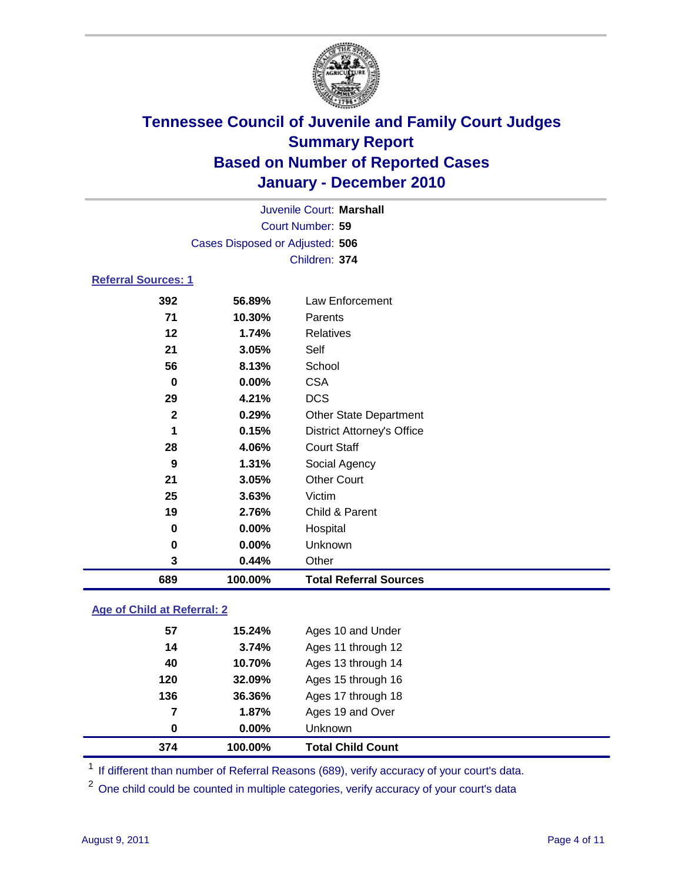# Tennessee Council of Juvenile and Family Court Judges
## Summary Report
## Based on Number of Reported Cases
## January - December 2010

Juvenile Court: **Marshall**
Court Number: **59**
Cases Disposed or Adjusted: **506**
Children: **374**

### Referral Sources: 1

| Count | Percent | Source |
|---|---|---|
| 392 | 56.89% | Law Enforcement |
| 71 | 10.30% | Parents |
| 12 | 1.74% | Relatives |
| 21 | 3.05% | Self |
| 56 | 8.13% | School |
| 0 | 0.00% | CSA |
| 29 | 4.21% | DCS |
| 2 | 0.29% | Other State Department |
| 1 | 0.15% | District Attorney's Office |
| 28 | 4.06% | Court Staff |
| 9 | 1.31% | Social Agency |
| 21 | 3.05% | Other Court |
| 25 | 3.63% | Victim |
| 19 | 2.76% | Child & Parent |
| 0 | 0.00% | Hospital |
| 0 | 0.00% | Unknown |
| 3 | 0.44% | Other |
| **689** | **100.00%** | **Total Referral Sources** |

### Age of Child at Referral: 2

| Count | Percent | Age |
|---|---|---|
| 57 | 15.24% | Ages 10 and Under |
| 14 | 3.74% | Ages 11 through 12 |
| 40 | 10.70% | Ages 13 through 14 |
| 120 | 32.09% | Ages 15 through 16 |
| 136 | 36.36% | Ages 17 through 18 |
| 7 | 1.87% | Ages 19 and Over |
| 0 | 0.00% | Unknown |
| **374** | **100.00%** | **Total Child Count** |

[1] If different than number of Referral Reasons (689), verify accuracy of your court's data.

[2] One child could be counted in multiple categories, verify accuracy of your court's data

August 9, 2011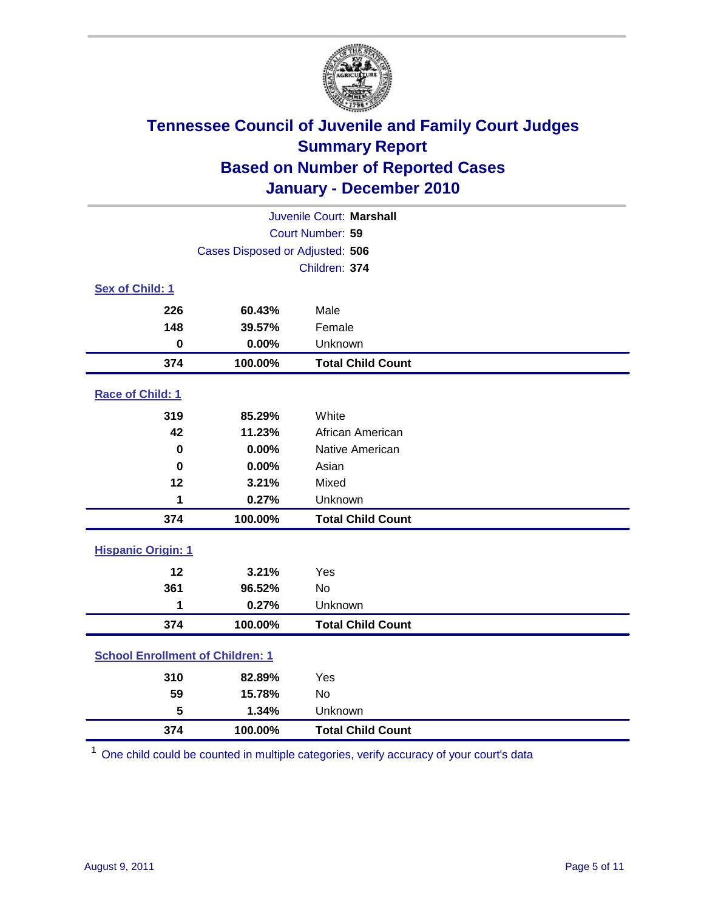# Tennessee Council of Juvenile and Family Court Judges
## Summary Report
## Based on Number of Reported Cases
## January - December 2010

Juvenile Court: **Marshall**
Court Number: **59**
Cases Disposed or Adjusted: **506**
Children: **374**

### Sex of Child: 1

| | | |
|---|---|---|
| 226 | 60.43% | Male |
| 148 | 39.57% | Female |
| 0 | 0.00% | Unknown |
| **374** | **100.00%** | **Total Child Count** |

### Race of Child: 1

| | | |
|---|---|---|
| 319 | 85.29% | White |
| 42 | 11.23% | African American |
| 0 | 0.00% | Native American |
| 0 | 0.00% | Asian |
| 12 | 3.21% | Mixed |
| 1 | 0.27% | Unknown |
| **374** | **100.00%** | **Total Child Count** |

### Hispanic Origin: 1

| | | |
|---|---|---|
| 12 | 3.21% | Yes |
| 361 | 96.52% | No |
| 1 | 0.27% | Unknown |
| **374** | **100.00%** | **Total Child Count** |

### School Enrollment of Children: 1

| | | |
|---|---|---|
| 310 | 82.89% | Yes |
| 59 | 15.78% | No |
| 5 | 1.34% | Unknown |
| **374** | **100.00%** | **Total Child Count** |

[1] One child could be counted in multiple categories, verify accuracy of your court's data

August 9, 2011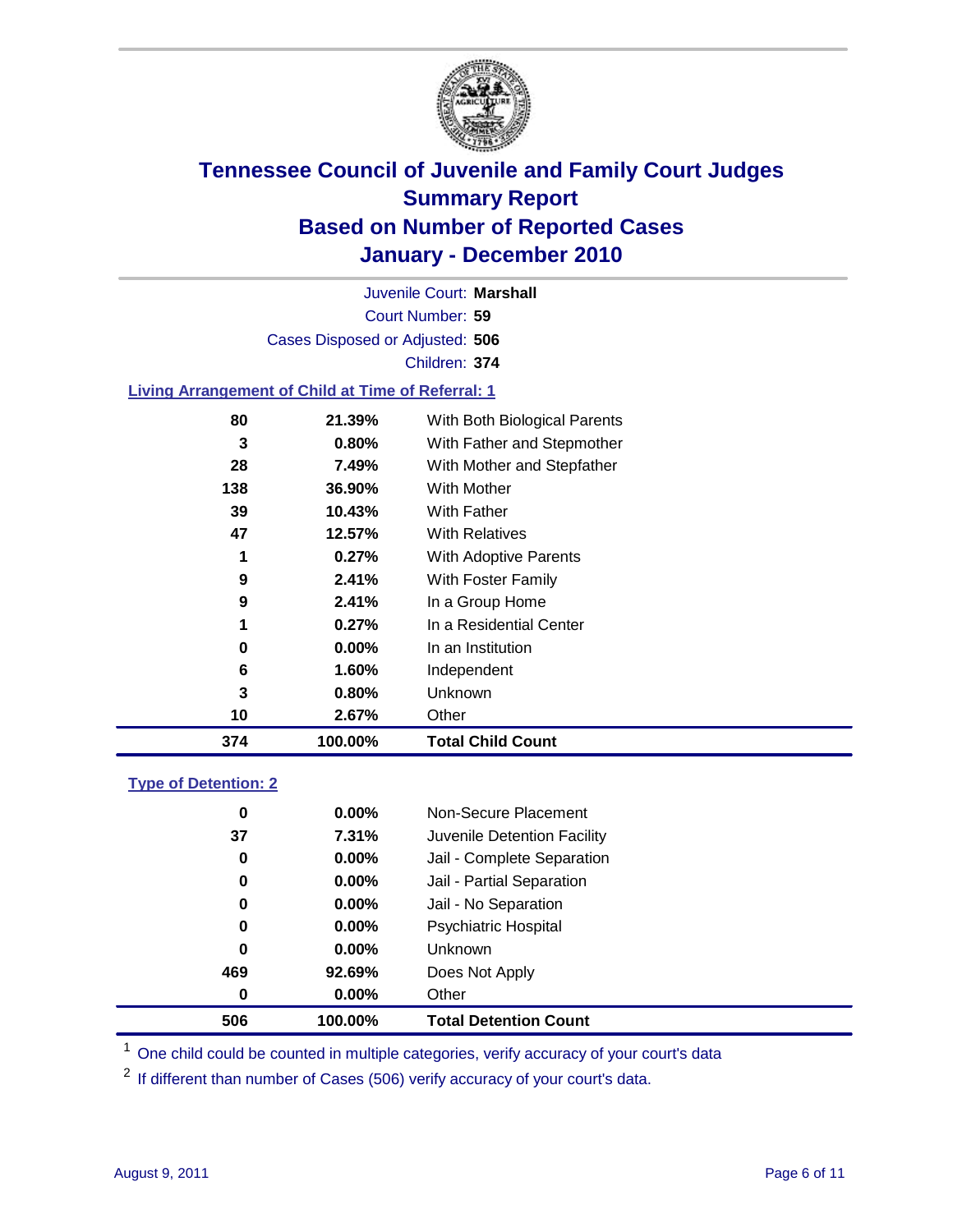# Tennessee Council of Juvenile and Family Court Judges
## Summary Report
## Based on Number of Reported Cases
## January - December 2010

Juvenile Court: **Marshall**

Court Number: **59**

Cases Disposed or Adjusted: **506**

Children: **374**

### Living Arrangement of Child at Time of Referral: 1

| Count | Percent | Category |
|---|---|---|
| 80 | 21.39% | With Both Biological Parents |
| 3 | 0.80% | With Father and Stepmother |
| 28 | 7.49% | With Mother and Stepfather |
| 138 | 36.90% | With Mother |
| 39 | 10.43% | With Father |
| 47 | 12.57% | With Relatives |
| 1 | 0.27% | With Adoptive Parents |
| 9 | 2.41% | With Foster Family |
| 9 | 2.41% | In a Group Home |
| 1 | 0.27% | In a Residential Center |
| 0 | 0.00% | In an Institution |
| 6 | 1.60% | Independent |
| 3 | 0.80% | Unknown |
| 10 | 2.67% | Other |
| **374** | **100.00%** | **Total Child Count** |

### Type of Detention: 2

| Count | Percent | Category |
|---|---|---|
| 0 | 0.00% | Non-Secure Placement |
| 37 | 7.31% | Juvenile Detention Facility |
| 0 | 0.00% | Jail - Complete Separation |
| 0 | 0.00% | Jail - Partial Separation |
| 0 | 0.00% | Jail - No Separation |
| 0 | 0.00% | Psychiatric Hospital |
| 0 | 0.00% | Unknown |
| 469 | 92.69% | Does Not Apply |
| 0 | 0.00% | Other |
| **506** | **100.00%** | **Total Detention Count** |

[1] One child could be counted in multiple categories, verify accuracy of your court's data

[2] If different than number of Cases (506) verify accuracy of your court's data.

August 9, 2011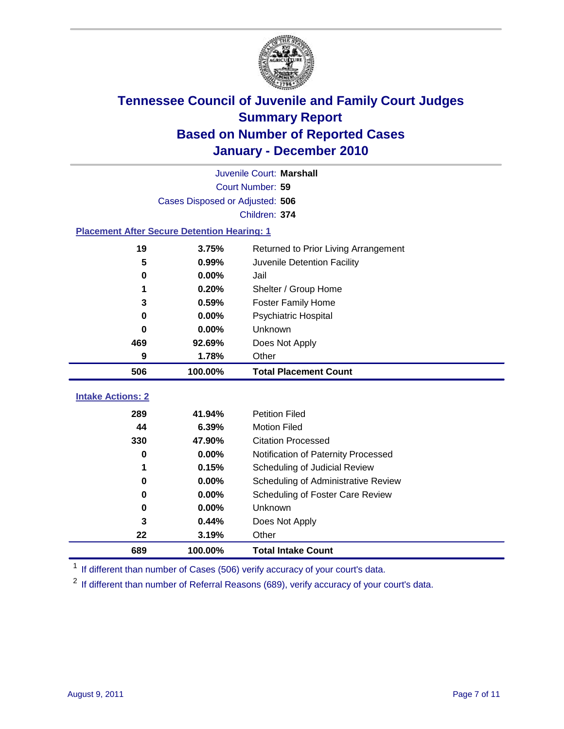# Tennessee Council of Juvenile and Family Court Judges
## Summary Report
## Based on Number of Reported Cases
## January - December 2010

Juvenile Court: **Marshall**
Court Number: **59**
Cases Disposed or Adjusted: **506**
Children: **374**

### Placement After Secure Detention Hearing: 1

| | | |
|---|---|---|
| 19 | 3.75% | Returned to Prior Living Arrangement |
| 5 | 0.99% | Juvenile Detention Facility |
| 0 | 0.00% | Jail |
| 1 | 0.20% | Shelter / Group Home |
| 3 | 0.59% | Foster Family Home |
| 0 | 0.00% | Psychiatric Hospital |
| 0 | 0.00% | Unknown |
| 469 | 92.69% | Does Not Apply |
| 9 | 1.78% | Other |
| **506** | **100.00%** | **Total Placement Count** |

### Intake Actions: 2

| | | |
|---|---|---|
| 289 | 41.94% | Petition Filed |
| 44 | 6.39% | Motion Filed |
| 330 | 47.90% | Citation Processed |
| 0 | 0.00% | Notification of Paternity Processed |
| 1 | 0.15% | Scheduling of Judicial Review |
| 0 | 0.00% | Scheduling of Administrative Review |
| 0 | 0.00% | Scheduling of Foster Care Review |
| 0 | 0.00% | Unknown |
| 3 | 0.44% | Does Not Apply |
| 22 | 3.19% | Other |
| **689** | **100.00%** | **Total Intake Count** |

[1] If different than number of Cases (506) verify accuracy of your court's data.

[2] If different than number of Referral Reasons (689), verify accuracy of your court's data.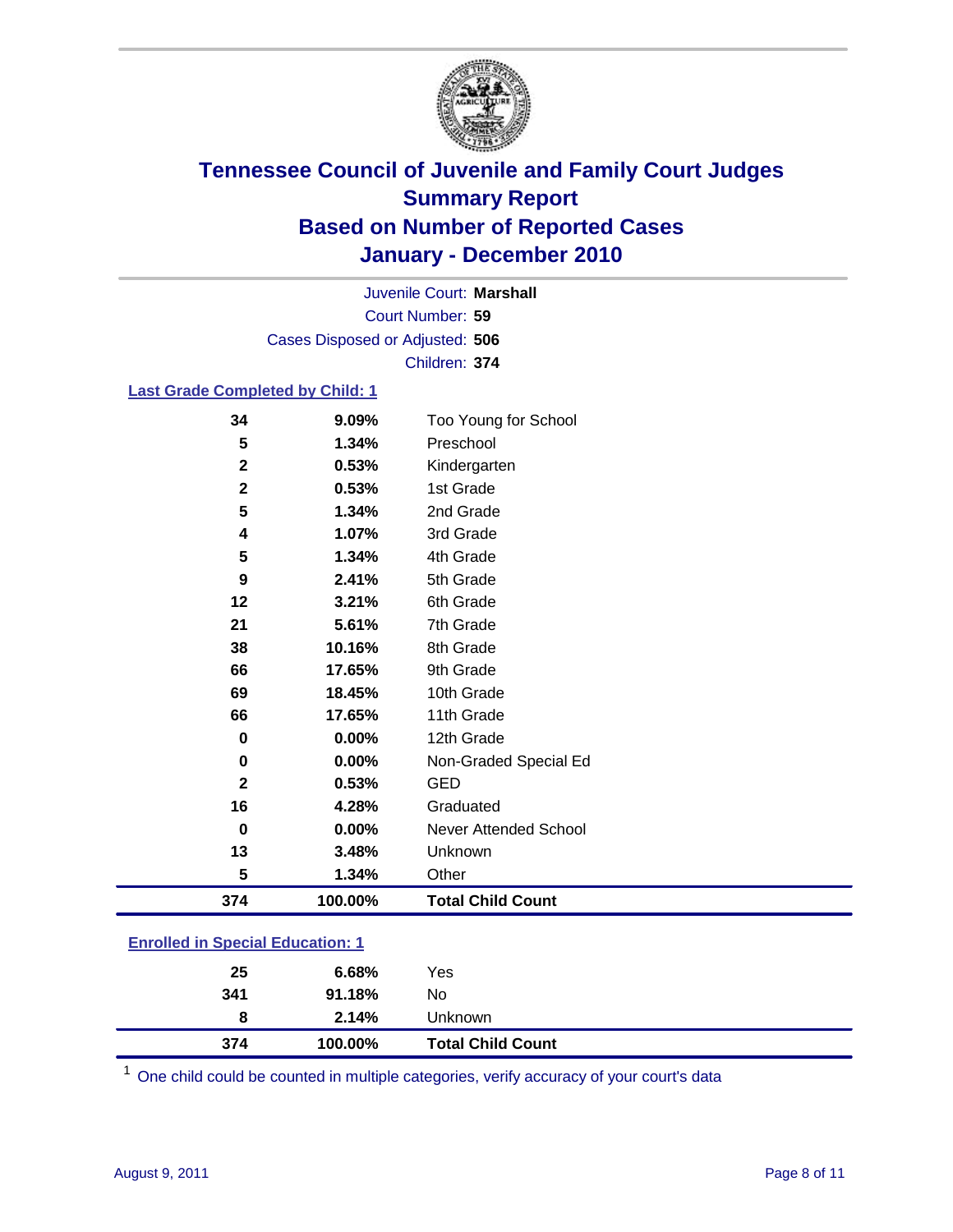# Tennessee Council of Juvenile and Family Court Judges
# Summary Report
# Based on Number of Reported Cases
# January - December 2010

Juvenile Court: **Marshall**

Court Number: **59**

Cases Disposed or Adjusted: **506**

Children: **374**

### Last Grade Completed by Child: 1

| Count | Percent | Category |
|---|---|---|
| 34 | 9.09% | Too Young for School |
| 5 | 1.34% | Preschool |
| 2 | 0.53% | Kindergarten |
| 2 | 0.53% | 1st Grade |
| 5 | 1.34% | 2nd Grade |
| 4 | 1.07% | 3rd Grade |
| 5 | 1.34% | 4th Grade |
| 9 | 2.41% | 5th Grade |
| 12 | 3.21% | 6th Grade |
| 21 | 5.61% | 7th Grade |
| 38 | 10.16% | 8th Grade |
| 66 | 17.65% | 9th Grade |
| 69 | 18.45% | 10th Grade |
| 66 | 17.65% | 11th Grade |
| 0 | 0.00% | 12th Grade |
| 0 | 0.00% | Non-Graded Special Ed |
| 2 | 0.53% | GED |
| 16 | 4.28% | Graduated |
| 0 | 0.00% | Never Attended School |
| 13 | 3.48% | Unknown |
| 5 | 1.34% | Other |
| **374** | **100.00%** | **Total Child Count** |

### Enrolled in Special Education: 1

| Count | Percent | Category |
|---|---|---|
| 25 | 6.68% | Yes |
| 341 | 91.18% | No |
| 8 | 2.14% | Unknown |
| **374** | **100.00%** | **Total Child Count** |

[1] One child could be counted in multiple categories, verify accuracy of your court's data

August 9, 2011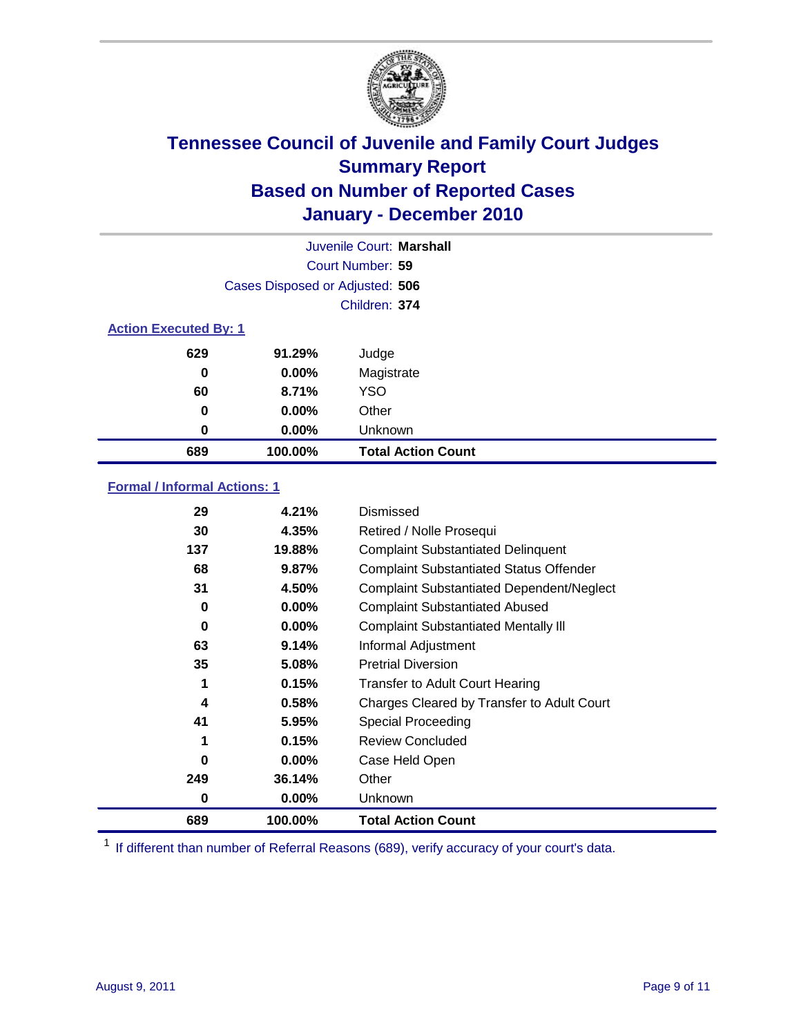# Tennessee Council of Juvenile and Family Court Judges
## Summary Report
## Based on Number of Reported Cases
## January - December 2010

Juvenile Court: **Marshall**

Court Number: **59**

Cases Disposed or Adjusted: **506**

Children: **374**

### Action Executed By: 1

| | | |
|---|---|---|
| 629 | 91.29% | Judge |
| 0 | 0.00% | Magistrate |
| 60 | 8.71% | YSO |
| 0 | 0.00% | Other |
| 0 | 0.00% | Unknown |
| **689** | **100.00%** | **Total Action Count** |

### Formal / Informal Actions: 1

| | | |
|---|---|---|
| 29 | 4.21% | Dismissed |
| 30 | 4.35% | Retired / Nolle Prosequi |
| 137 | 19.88% | Complaint Substantiated Delinquent |
| 68 | 9.87% | Complaint Substantiated Status Offender |
| 31 | 4.50% | Complaint Substantiated Dependent/Neglect |
| 0 | 0.00% | Complaint Substantiated Abused |
| 0 | 0.00% | Complaint Substantiated Mentally Ill |
| 63 | 9.14% | Informal Adjustment |
| 35 | 5.08% | Pretrial Diversion |
| 1 | 0.15% | Transfer to Adult Court Hearing |
| 4 | 0.58% | Charges Cleared by Transfer to Adult Court |
| 41 | 5.95% | Special Proceeding |
| 1 | 0.15% | Review Concluded |
| 0 | 0.00% | Case Held Open |
| 249 | 36.14% | Other |
| 0 | 0.00% | Unknown |
| **689** | **100.00%** | **Total Action Count** |

[1] If different than number of Referral Reasons (689), verify accuracy of your court's data.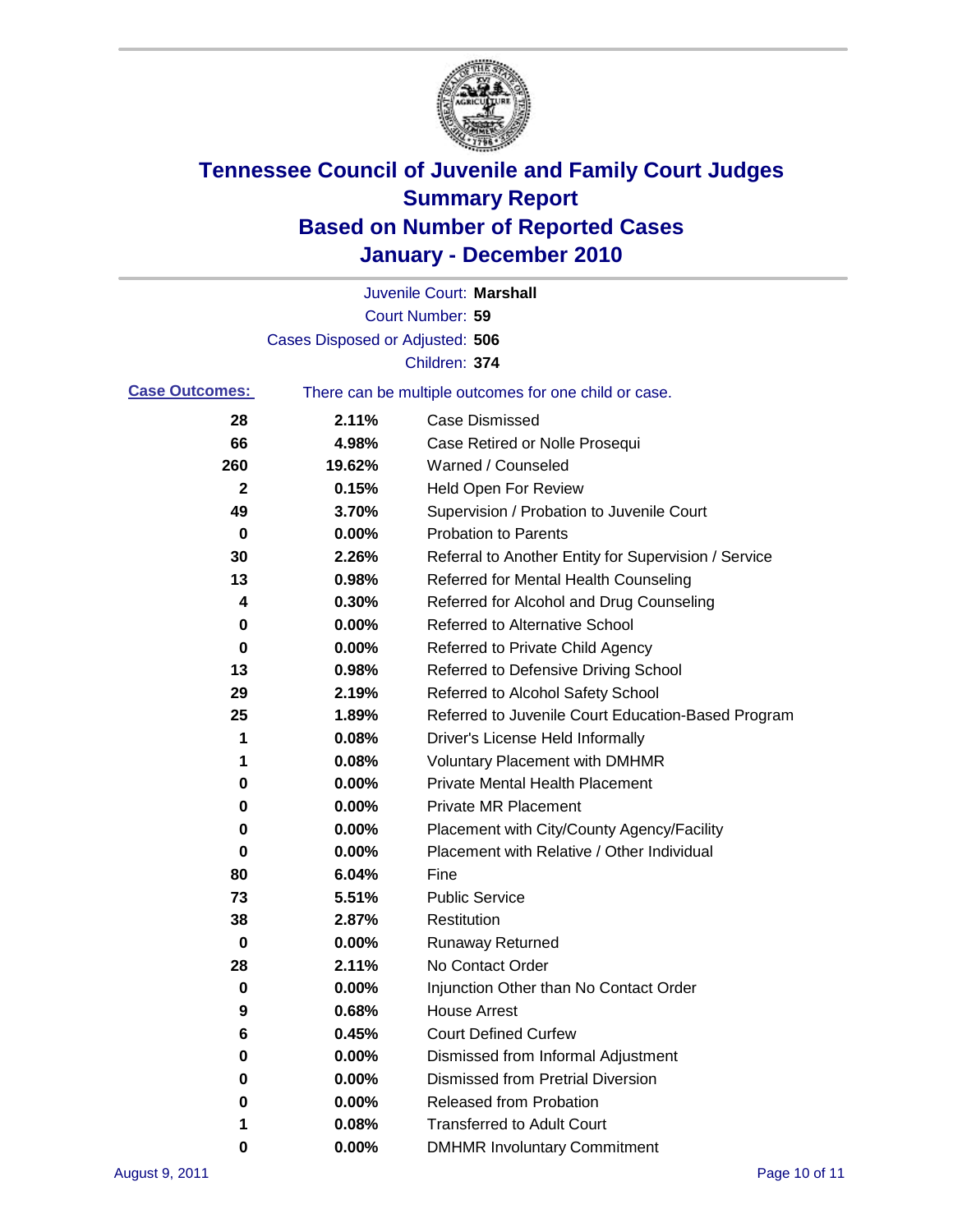# Tennessee Council of Juvenile and Family Court Judges
## Summary Report
## Based on Number of Reported Cases
## January - December 2010

Juvenile Court: **Marshall**

Court Number: **59**

Cases Disposed or Adjusted: **506**

Children: **374**

**Case Outcomes:** There can be multiple outcomes for one child or case.

| Count | Percent | Outcome |
|---|---|---|
| 28 | 2.11% | Case Dismissed |
| 66 | 4.98% | Case Retired or Nolle Prosequi |
| 260 | 19.62% | Warned / Counseled |
| 2 | 0.15% | Held Open For Review |
| 49 | 3.70% | Supervision / Probation to Juvenile Court |
| 0 | 0.00% | Probation to Parents |
| 30 | 2.26% | Referral to Another Entity for Supervision / Service |
| 13 | 0.98% | Referred for Mental Health Counseling |
| 4 | 0.30% | Referred for Alcohol and Drug Counseling |
| 0 | 0.00% | Referred to Alternative School |
| 0 | 0.00% | Referred to Private Child Agency |
| 13 | 0.98% | Referred to Defensive Driving School |
| 29 | 2.19% | Referred to Alcohol Safety School |
| 25 | 1.89% | Referred to Juvenile Court Education-Based Program |
| 1 | 0.08% | Driver's License Held Informally |
| 1 | 0.08% | Voluntary Placement with DMHMR |
| 0 | 0.00% | Private Mental Health Placement |
| 0 | 0.00% | Private MR Placement |
| 0 | 0.00% | Placement with City/County Agency/Facility |
| 0 | 0.00% | Placement with Relative / Other Individual |
| 80 | 6.04% | Fine |
| 73 | 5.51% | Public Service |
| 38 | 2.87% | Restitution |
| 0 | 0.00% | Runaway Returned |
| 28 | 2.11% | No Contact Order |
| 0 | 0.00% | Injunction Other than No Contact Order |
| 9 | 0.68% | House Arrest |
| 6 | 0.45% | Court Defined Curfew |
| 0 | 0.00% | Dismissed from Informal Adjustment |
| 0 | 0.00% | Dismissed from Pretrial Diversion |
| 0 | 0.00% | Released from Probation |
| 1 | 0.08% | Transferred to Adult Court |
| 0 | 0.00% | DMHMR Involuntary Commitment |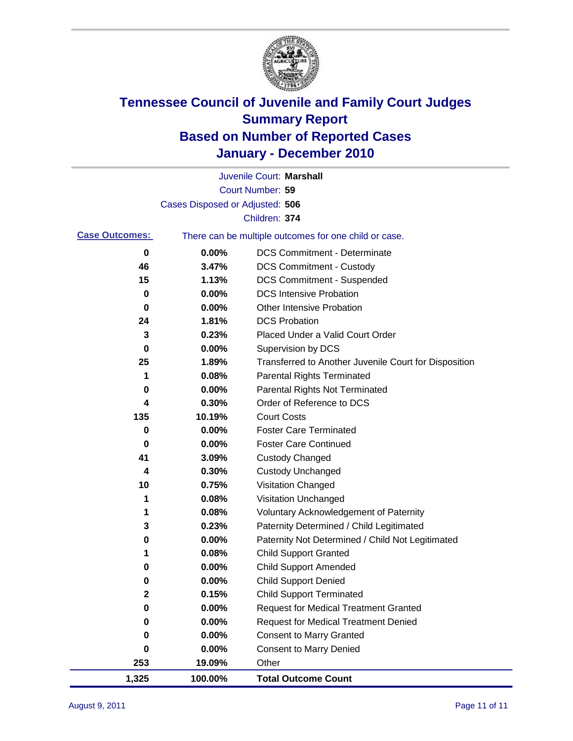# Tennessee Council of Juvenile and Family Court Judges
# Summary Report
# Based on Number of Reported Cases
# January - December 2010

Juvenile Court: **Marshall**

Court Number: **59**

Cases Disposed or Adjusted: **506**

Children: **374**

**Case Outcomes:** There can be multiple outcomes for one child or case.

| | | |
|---|---|---|
| 0 | 0.00% | DCS Commitment - Determinate |
| 46 | 3.47% | DCS Commitment - Custody |
| 15 | 1.13% | DCS Commitment - Suspended |
| 0 | 0.00% | DCS Intensive Probation |
| 0 | 0.00% | Other Intensive Probation |
| 24 | 1.81% | DCS Probation |
| 3 | 0.23% | Placed Under a Valid Court Order |
| 0 | 0.00% | Supervision by DCS |
| 25 | 1.89% | Transferred to Another Juvenile Court for Disposition |
| 1 | 0.08% | Parental Rights Terminated |
| 0 | 0.00% | Parental Rights Not Terminated |
| 4 | 0.30% | Order of Reference to DCS |
| 135 | 10.19% | Court Costs |
| 0 | 0.00% | Foster Care Terminated |
| 0 | 0.00% | Foster Care Continued |
| 41 | 3.09% | Custody Changed |
| 4 | 0.30% | Custody Unchanged |
| 10 | 0.75% | Visitation Changed |
| 1 | 0.08% | Visitation Unchanged |
| 1 | 0.08% | Voluntary Acknowledgement of Paternity |
| 3 | 0.23% | Paternity Determined / Child Legitimated |
| 0 | 0.00% | Paternity Not Determined / Child Not Legitimated |
| 1 | 0.08% | Child Support Granted |
| 0 | 0.00% | Child Support Amended |
| 0 | 0.00% | Child Support Denied |
| 2 | 0.15% | Child Support Terminated |
| 0 | 0.00% | Request for Medical Treatment Granted |
| 0 | 0.00% | Request for Medical Treatment Denied |
| 0 | 0.00% | Consent to Marry Granted |
| 0 | 0.00% | Consent to Marry Denied |
| 253 | 19.09% | Other |
| **1,325** | **100.00%** | **Total Outcome Count** |

August 9, 2011